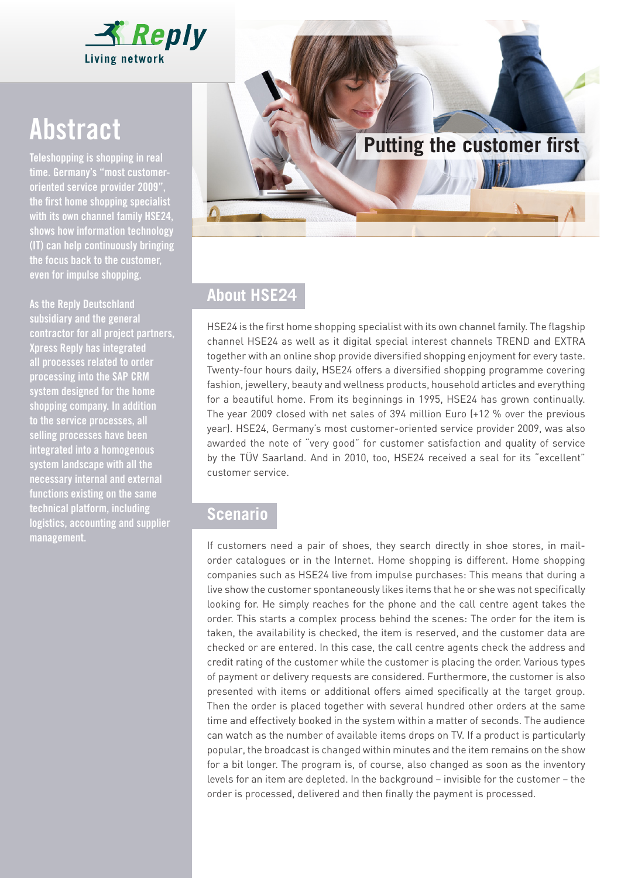# Abstract

**Teleshopping is shopping in real time. Germany's "most customer-oriented service provider 2009", the first home shopping specialist with its own channel family HSE24, shows how information technology (IT) can help continuously bringing the focus back to the customer, even for impulse shopping.**

**As the Reply Deutschland subsidiary and the general contractor for all project partners, Xpress Reply has integrated all processes related to order processing into the SAP CRM system designed for the home shopping company. In addition to the service processes, all selling processes have been integrated into a homogenous system landscape with all the necessary internal and external functions existing on the same technical platform, including logistics, accounting and supplier management.**

# Putting the customer first

## About HSE24

HSE24 is the first home shopping specialist with its own channel family. The flagship channel HSE24 as well as it digital special interest channels TREND and EXTRA together with an online shop provide diversified shopping enjoyment for every taste. Twenty-four hours daily, HSE24 offers a diversified shopping programme covering fashion, jewellery, beauty and wellness products, household articles and everything for a beautiful home. From its beginnings in 1995, HSE24 has grown continually. The year 2009 closed with net sales of 394 million Euro (+12 % over the previous year). HSE24, Germany's most customer-oriented service provider 2009, was also awarded the note of "very good" for customer satisfaction and quality of service by the TÜV Saarland. And in 2010, too, HSE24 received a seal for its "excellent" customer service.

## Scenario

If customers need a pair of shoes, they search directly in shoe stores, in mail-order catalogues or in the Internet. Home shopping is different. Home shopping companies such as HSE24 live from impulse purchases: This means that during a live show the customer spontaneously likes items that he or she was not specifically looking for. He simply reaches for the phone and the call centre agent takes the order. This starts a complex process behind the scenes: The order for the item is taken, the availability is checked, the item is reserved, and the customer data are checked or are entered. In this case, the call centre agents check the address and credit rating of the customer while the customer is placing the order. Various types of payment or delivery requests are considered. Furthermore, the customer is also presented with items or additional offers aimed specifically at the target group. Then the order is placed together with several hundred other orders at the same time and effectively booked in the system within a matter of seconds. The audience can watch as the number of available items drops on TV. If a product is particularly popular, the broadcast is changed within minutes and the item remains on the show for a bit longer. The program is, of course, also changed as soon as the inventory levels for an item are depleted. In the background – invisible for the customer – the order is processed, delivered and then finally the payment is processed.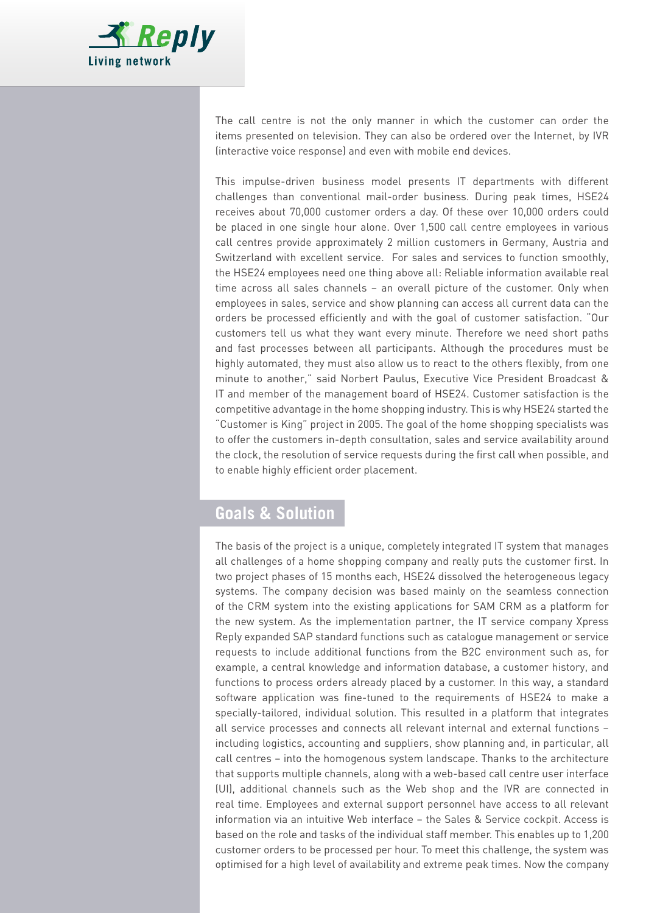The call centre is not the only manner in which the customer can order the items presented on television. They can also be ordered over the Internet, by IVR (interactive voice response) and even with mobile end devices.

This impulse-driven business model presents IT departments with different challenges than conventional mail-order business. During peak times, HSE24 receives about 70,000 customer orders a day. Of these over 10,000 orders could be placed in one single hour alone. Over 1,500 call centre employees in various call centres provide approximately 2 million customers in Germany, Austria and Switzerland with excellent service. For sales and services to function smoothly, the HSE24 employees need one thing above all: Reliable information available real time across all sales channels – an overall picture of the customer. Only when employees in sales, service and show planning can access all current data can the orders be processed efficiently and with the goal of customer satisfaction. "Our customers tell us what they want every minute. Therefore we need short paths and fast processes between all participants. Although the procedures must be highly automated, they must also allow us to react to the others flexibly, from one minute to another," said Norbert Paulus, Executive Vice President Broadcast & IT and member of the management board of HSE24. Customer satisfaction is the competitive advantage in the home shopping industry. This is why HSE24 started the "Customer is King" project in 2005. The goal of the home shopping specialists was to offer the customers in-depth consultation, sales and service availability around the clock, the resolution of service requests during the first call when possible, and to enable highly efficient order placement.

## Goals & Solution

The basis of the project is a unique, completely integrated IT system that manages all challenges of a home shopping company and really puts the customer first. In two project phases of 15 months each, HSE24 dissolved the heterogeneous legacy systems. The company decision was based mainly on the seamless connection of the CRM system into the existing applications for SAM CRM as a platform for the new system. As the implementation partner, the IT service company Xpress Reply expanded SAP standard functions such as catalogue management or service requests to include additional functions from the B2C environment such as, for example, a central knowledge and information database, a customer history, and functions to process orders already placed by a customer. In this way, a standard software application was fine-tuned to the requirements of HSE24 to make a specially-tailored, individual solution. This resulted in a platform that integrates all service processes and connects all relevant internal and external functions – including logistics, accounting and suppliers, show planning and, in particular, all call centres – into the homogenous system landscape. Thanks to the architecture that supports multiple channels, along with a web-based call centre user interface (UI), additional channels such as the Web shop and the IVR are connected in real time. Employees and external support personnel have access to all relevant information via an intuitive Web interface – the Sales & Service cockpit. Access is based on the role and tasks of the individual staff member. This enables up to 1,200 customer orders to be processed per hour. To meet this challenge, the system was optimised for a high level of availability and extreme peak times. Now the company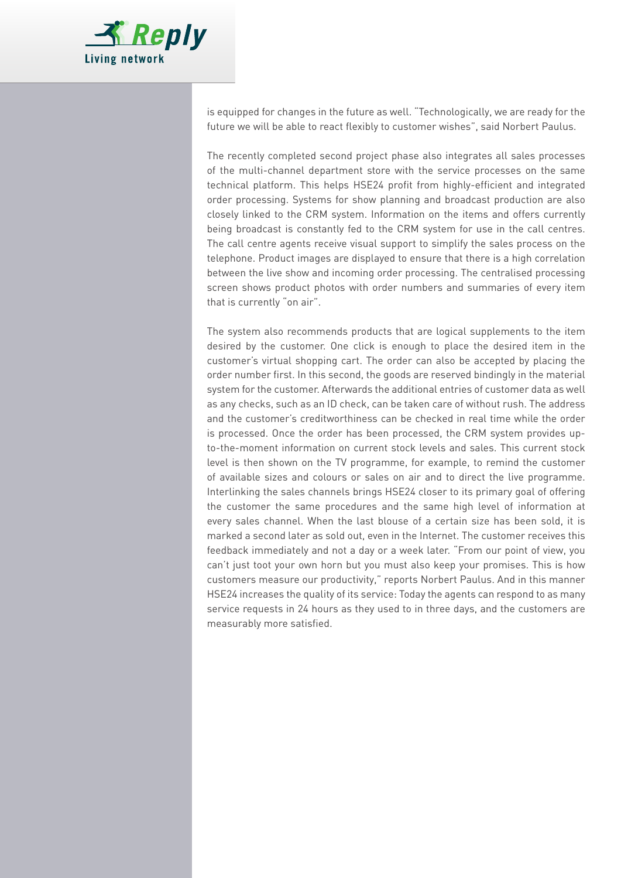is equipped for changes in the future as well. "Technologically, we are ready for the future we will be able to react flexibly to customer wishes", said Norbert Paulus.

The recently completed second project phase also integrates all sales processes of the multi-channel department store with the service processes on the same technical platform. This helps HSE24 profit from highly-efficient and integrated order processing. Systems for show planning and broadcast production are also closely linked to the CRM system. Information on the items and offers currently being broadcast is constantly fed to the CRM system for use in the call centres. The call centre agents receive visual support to simplify the sales process on the telephone. Product images are displayed to ensure that there is a high correlation between the live show and incoming order processing. The centralised processing screen shows product photos with order numbers and summaries of every item that is currently "on air".

The system also recommends products that are logical supplements to the item desired by the customer. One click is enough to place the desired item in the customer's virtual shopping cart. The order can also be accepted by placing the order number first. In this second, the goods are reserved bindingly in the material system for the customer. Afterwards the additional entries of customer data as well as any checks, such as an ID check, can be taken care of without rush. The address and the customer's creditworthiness can be checked in real time while the order is processed. Once the order has been processed, the CRM system provides up-to-the-moment information on current stock levels and sales. This current stock level is then shown on the TV programme, for example, to remind the customer of available sizes and colours or sales on air and to direct the live programme. Interlinking the sales channels brings HSE24 closer to its primary goal of offering the customer the same procedures and the same high level of information at every sales channel. When the last blouse of a certain size has been sold, it is marked a second later as sold out, even in the Internet. The customer receives this feedback immediately and not a day or a week later. "From our point of view, you can't just toot your own horn but you must also keep your promises. This is how customers measure our productivity," reports Norbert Paulus. And in this manner HSE24 increases the quality of its service: Today the agents can respond to as many service requests in 24 hours as they used to in three days, and the customers are measurably more satisfied.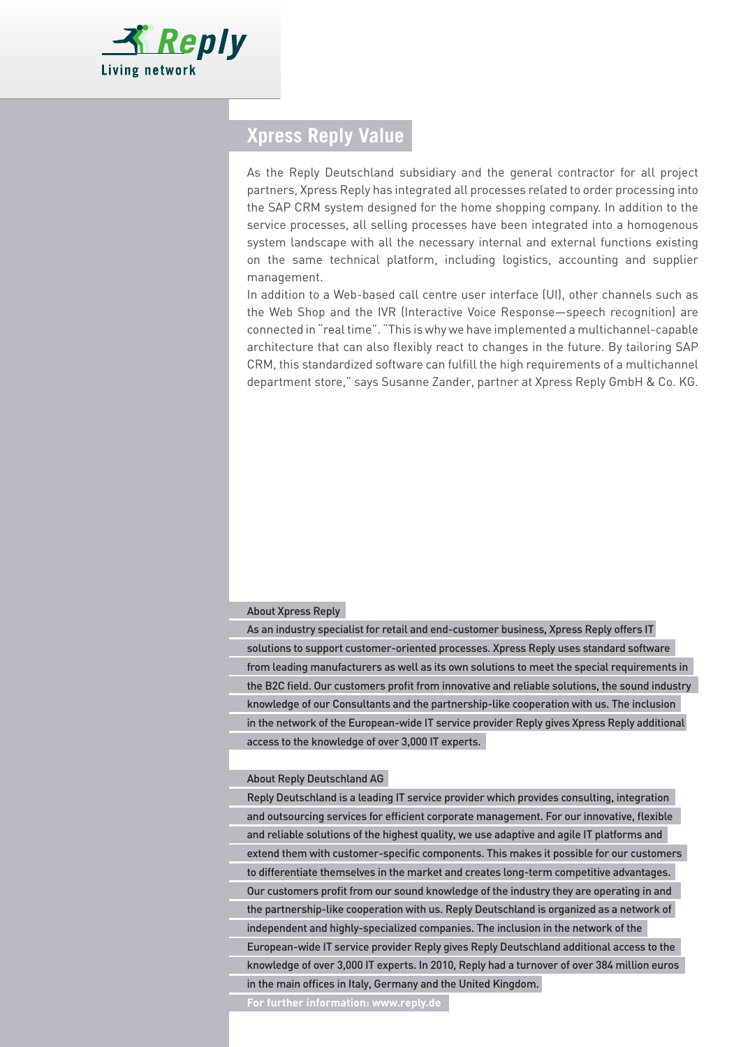## Xpress Reply Value

As the Reply Deutschland subsidiary and the general contractor for all project partners, Xpress Reply has integrated all processes related to order processing into the SAP CRM system designed for the home shopping company. In addition to the service processes, all selling processes have been integrated into a homogenous system landscape with all the necessary internal and external functions existing on the same technical platform, including logistics, accounting and supplier management.

In addition to a Web-based call centre user interface (UI), other channels such as the Web Shop and the IVR (Interactive Voice Response—speech recognition) are connected in "real time". "This is why we have implemented a multichannel-capable architecture that can also flexibly react to changes in the future. By tailoring SAP CRM, this standardized software can fulfill the high requirements of a multichannel department store," says Susanne Zander, partner at Xpress Reply GmbH & Co. KG.

About Xpress Reply

As an industry specialist for retail and end-customer business, Xpress Reply offers IT solutions to support customer-oriented processes. Xpress Reply uses standard software from leading manufacturers as well as its own solutions to meet the special requirements in the B2C field. Our customers profit from innovative and reliable solutions, the sound industry knowledge of our Consultants and the partnership-like cooperation with us. The inclusion in the network of the European-wide IT service provider Reply gives Xpress Reply additional access to the knowledge of over 3,000 IT experts.

About Reply Deutschland AG

Reply Deutschland is a leading IT service provider which provides consulting, integration and outsourcing services for efficient corporate management. For our innovative, flexible and reliable solutions of the highest quality, we use adaptive and agile IT platforms and extend them with customer-specific components. This makes it possible for our customers to differentiate themselves in the market and creates long-term competitive advantages. Our customers profit from our sound knowledge of the industry they are operating in and the partnership-like cooperation with us. Reply Deutschland is organized as a network of independent and highly-specialized companies. The inclusion in the network of the European-wide IT service provider Reply gives Reply Deutschland additional access to the knowledge of over 3,000 IT experts. In 2010, Reply had a turnover of over 384 million euros in the main offices in Italy, Germany and the United Kingdom.

**For further information: www.reply.de**